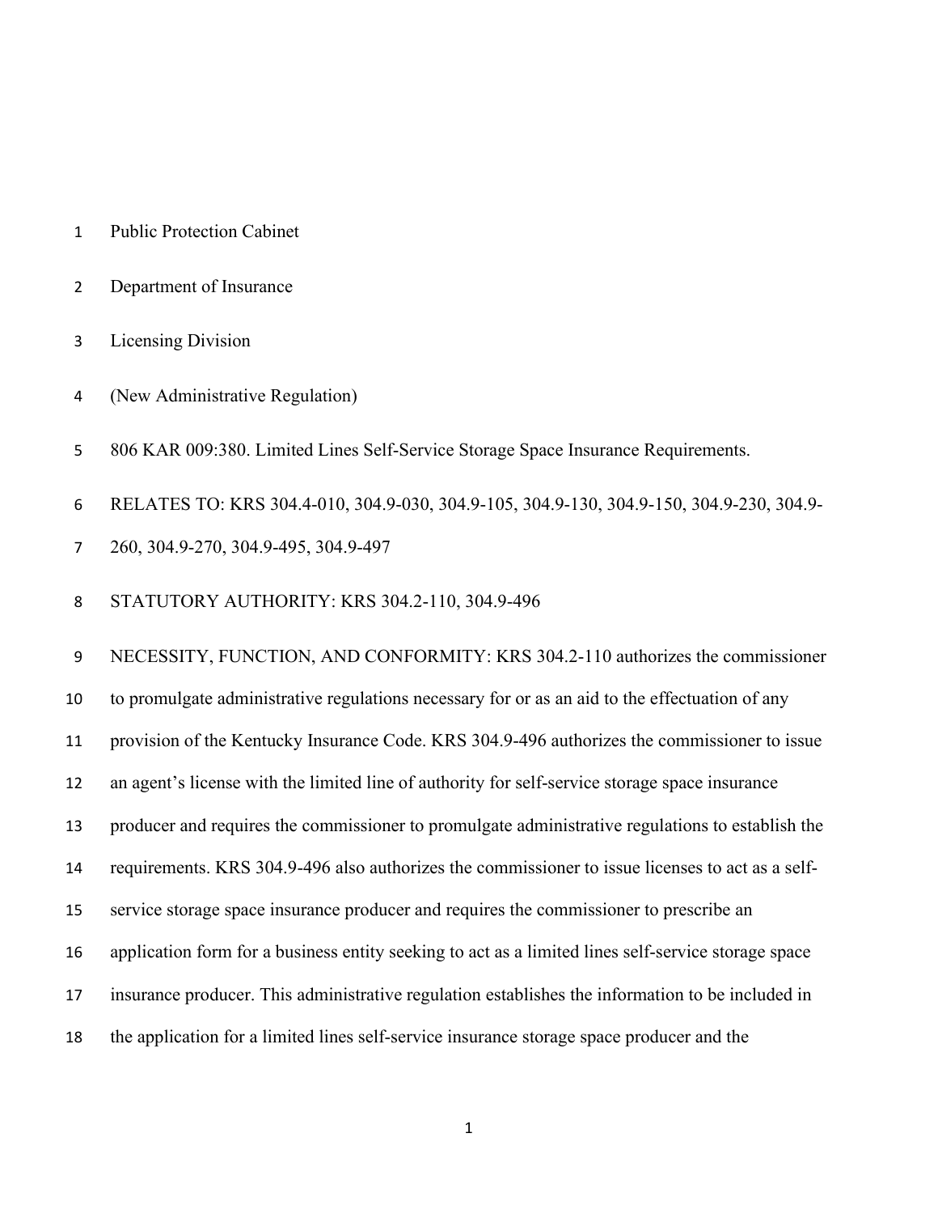Public Protection Cabinet

Department of Insurance

Licensing Division

(New Administrative Regulation)

806 KAR 009:380. Limited Lines Self-Service Storage Space Insurance Requirements.

RELATES TO: KRS 304.4-010, 304.9-030, 304.9-105, 304.9-130, 304.9-150, 304.9-230, 304.9-260, 304.9-270, 304.9-495, 304.9-497

STATUTORY AUTHORITY: KRS 304.2-110, 304.9-496

NECESSITY, FUNCTION, AND CONFORMITY: KRS 304.2-110 authorizes the commissioner to promulgate administrative regulations necessary for or as an aid to the effectuation of any provision of the Kentucky Insurance Code. KRS 304.9-496 authorizes the commissioner to issue an agent's license with the limited line of authority for self-service storage space insurance producer and requires the commissioner to promulgate administrative regulations to establish the requirements. KRS 304.9-496 also authorizes the commissioner to issue licenses to act as a self-service storage space insurance producer and requires the commissioner to prescribe an application form for a business entity seeking to act as a limited lines self-service storage space insurance producer. This administrative regulation establishes the information to be included in the application for a limited lines self-service insurance storage space producer and the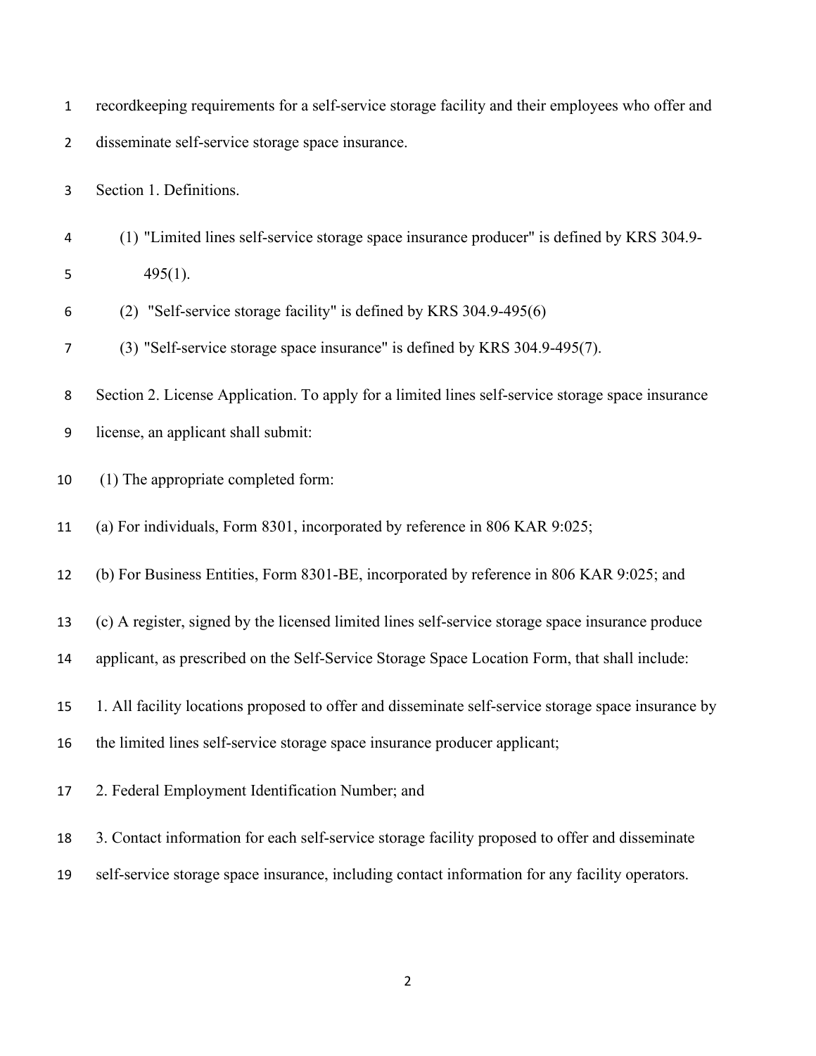recordkeeping requirements for a self-service storage facility and their employees who offer and disseminate self-service storage space insurance.

Section 1. Definitions.

(1) "Limited lines self-service storage space insurance producer" is defined by KRS 304.9-495(1).

(2) "Self-service storage facility" is defined by KRS 304.9-495(6)

(3) "Self-service storage space insurance" is defined by KRS 304.9-495(7).

Section 2. License Application. To apply for a limited lines self-service storage space insurance license, an applicant shall submit:

(1) The appropriate completed form:

(a) For individuals, Form 8301, incorporated by reference in 806 KAR 9:025;

(b) For Business Entities, Form 8301-BE, incorporated by reference in 806 KAR 9:025; and

(c) A register, signed by the licensed limited lines self-service storage space insurance produce applicant, as prescribed on the Self-Service Storage Space Location Form, that shall include:

1. All facility locations proposed to offer and disseminate self-service storage space insurance by the limited lines self-service storage space insurance producer applicant;

2. Federal Employment Identification Number; and

3. Contact information for each self-service storage facility proposed to offer and disseminate self-service storage space insurance, including contact information for any facility operators.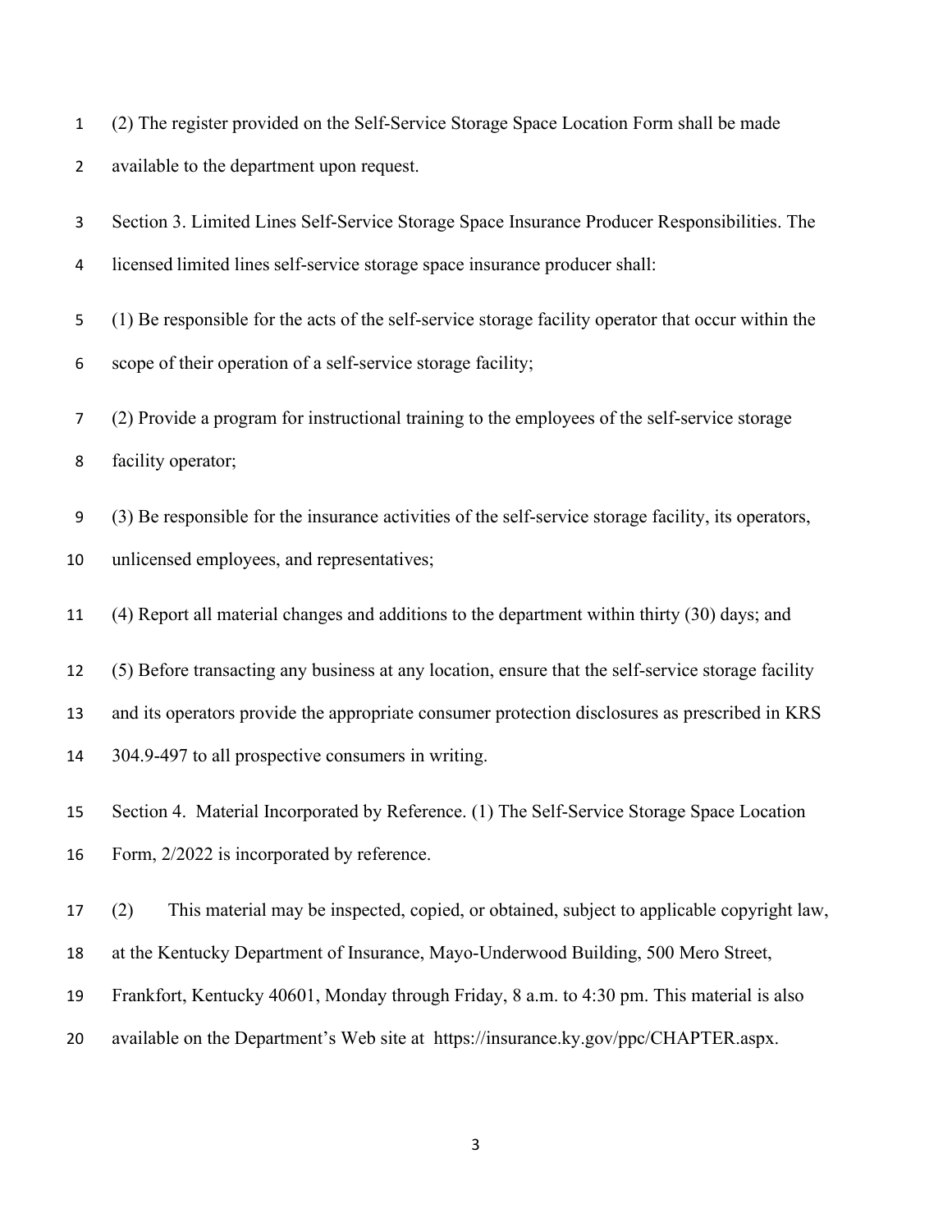(2) The register provided on the Self-Service Storage Space Location Form shall be made available to the department upon request.

Section 3. Limited Lines Self-Service Storage Space Insurance Producer Responsibilities. The licensed limited lines self-service storage space insurance producer shall:

(1) Be responsible for the acts of the self-service storage facility operator that occur within the scope of their operation of a self-service storage facility;

(2) Provide a program for instructional training to the employees of the self-service storage facility operator;

(3) Be responsible for the insurance activities of the self-service storage facility, its operators, unlicensed employees, and representatives;

(4) Report all material changes and additions to the department within thirty (30) days; and

(5) Before transacting any business at any location, ensure that the self-service storage facility and its operators provide the appropriate consumer protection disclosures as prescribed in KRS 304.9-497 to all prospective consumers in writing.

Section 4. Material Incorporated by Reference. (1) The Self-Service Storage Space Location Form, 2/2022 is incorporated by reference.

(2) This material may be inspected, copied, or obtained, subject to applicable copyright law, at the Kentucky Department of Insurance, Mayo-Underwood Building, 500 Mero Street, Frankfort, Kentucky 40601, Monday through Friday, 8 a.m. to 4:30 pm. This material is also available on the Department's Web site at https://insurance.ky.gov/ppc/CHAPTER.aspx.